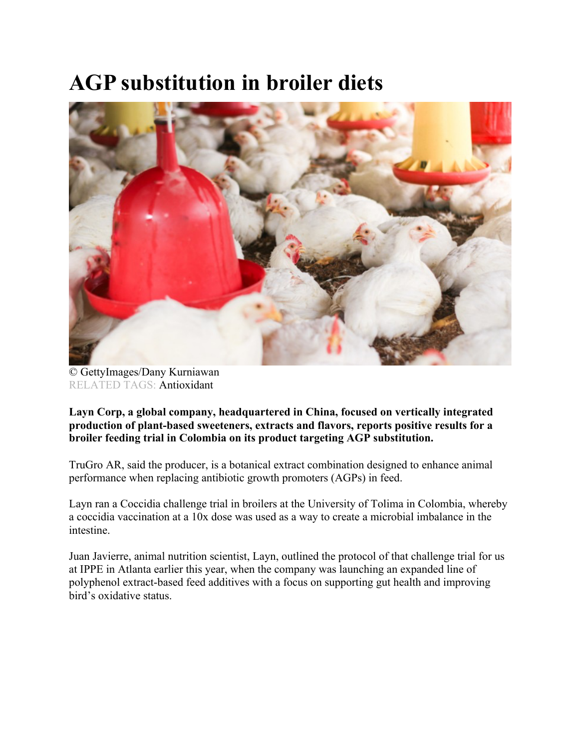# AGP substitution in broiler diets

© GettyImages/Dany Kurniawan
RELATED TAGS: Antioxidant

**Layn Corp, a global company, headquartered in China, focused on vertically integrated production of plant-based sweeteners, extracts and flavors, reports positive results for a broiler feeding trial in Colombia on its product targeting AGP substitution.**

TruGro AR, said the producer, is a botanical extract combination designed to enhance animal performance when replacing antibiotic growth promoters (AGPs) in feed.

Layn ran a Coccidia challenge trial in broilers at the University of Tolima in Colombia, whereby a coccidia vaccination at a 10x dose was used as a way to create a microbial imbalance in the intestine.

Juan Javierre, animal nutrition scientist, Layn, outlined the protocol of that challenge trial for us at IPPE in Atlanta earlier this year, when the company was launching an expanded line of polyphenol extract-based feed additives with a focus on supporting gut health and improving bird's oxidative status.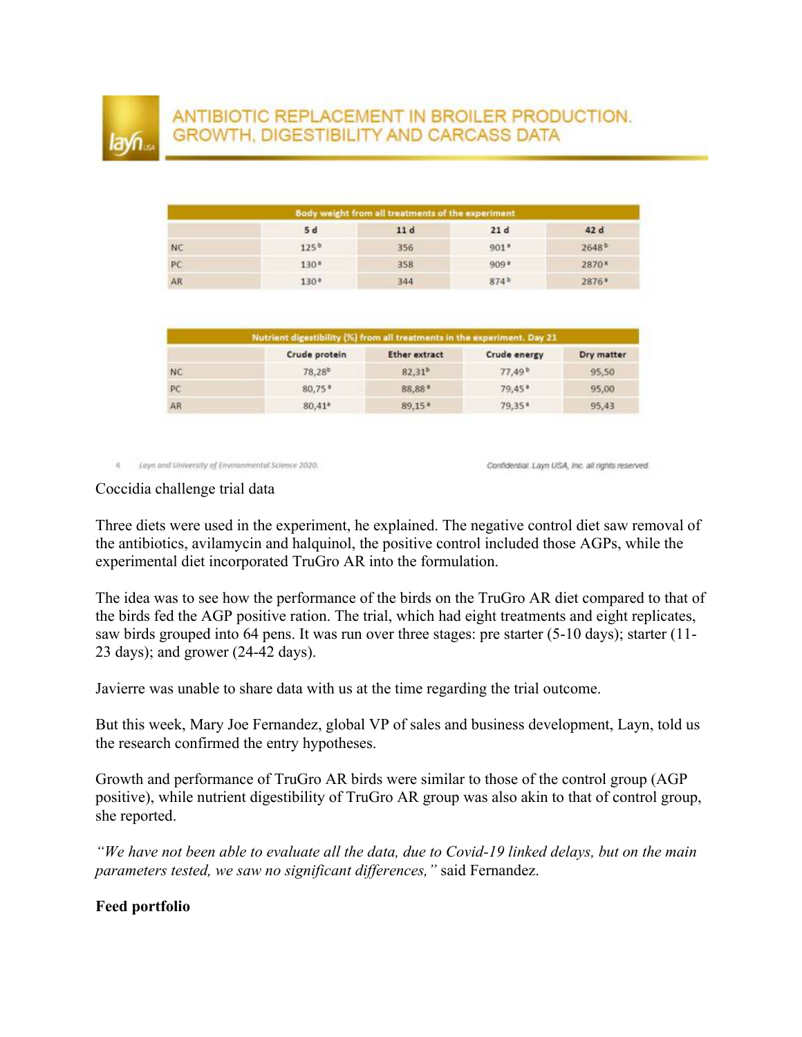## ANTIBIOTIC REPLACEMENT IN BROILER PRODUCTION. GROWTH, DIGESTIBILITY AND CARCASS DATA

| Body weight from all treatments of the experiment | | | | |
|---|---|---|---|---|
| | 5 d | 11 d | 21 d | 42 d |
| NC | 125[b] | 356 | 901[a] | 2648[b] |
| PC | 130[a] | 358 | 909[a] | 2870[a] |
| AR | 130[a] | 344 | 874[b] | 2876[a] |

| Nutrient digestibility (%) from all treatments in the experiment. Day 21 | | | | |
|---|---|---|---|---|
| | Crude protein | Ether extract | Crude energy | Dry matter |
| NC | 78,28[b] | 82,31[b] | 77,49[b] | 95,50 |
| PC | 80,75[a] | 88,88[a] | 79,45[a] | 95,00 |
| AR | 80,41[a] | 89,15[a] | 79,35[a] | 95,43 |

Layn and University of Environmental Science 2020.

Confidential. Layn USA, Inc. all rights reserved.

Coccidia challenge trial data

Three diets were used in the experiment, he explained. The negative control diet saw removal of the antibiotics, avilamycin and halquinol, the positive control included those AGPs, while the experimental diet incorporated TruGro AR into the formulation.

The idea was to see how the performance of the birds on the TruGro AR diet compared to that of the birds fed the AGP positive ration. The trial, which had eight treatments and eight replicates, saw birds grouped into 64 pens. It was run over three stages: pre starter (5-10 days); starter (11-23 days); and grower (24-42 days).

Javierre was unable to share data with us at the time regarding the trial outcome.

But this week, Mary Joe Fernandez, global VP of sales and business development, Layn, told us the research confirmed the entry hypotheses.

Growth and performance of TruGro AR birds were similar to those of the control group (AGP positive), while nutrient digestibility of TruGro AR group was also akin to that of control group, she reported.

*"We have not been able to evaluate all the data, due to Covid-19 linked delays, but on the main parameters tested, we saw no significant differences,"* said Fernandez.

**Feed portfolio**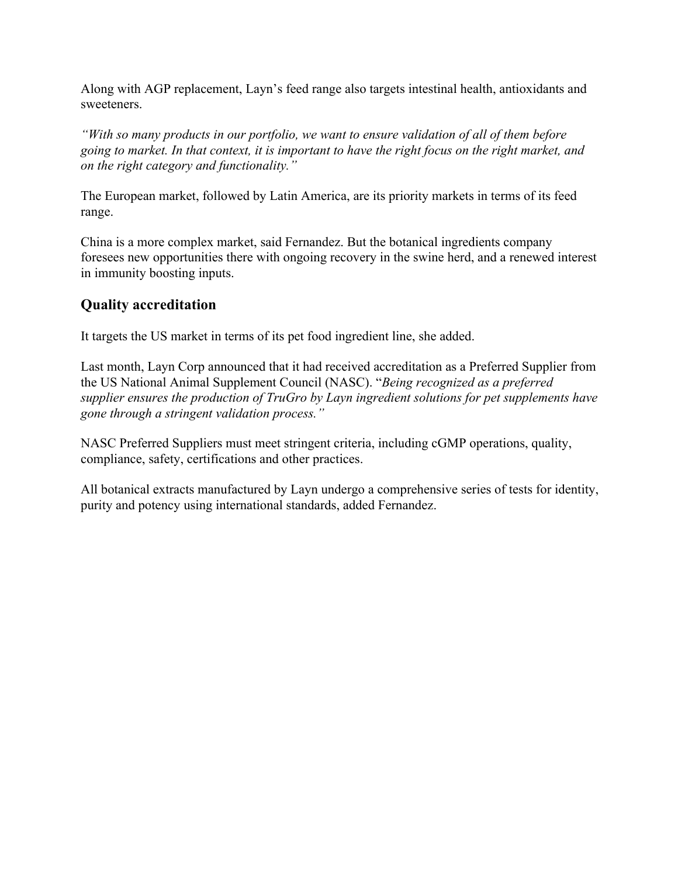Along with AGP replacement, Layn's feed range also targets intestinal health, antioxidants and sweeteners.

*"With so many products in our portfolio, we want to ensure validation of all of them before going to market. In that context, it is important to have the right focus on the right market, and on the right category and functionality."*

The European market, followed by Latin America, are its priority markets in terms of its feed range.

China is a more complex market, said Fernandez. But the botanical ingredients company foresees new opportunities there with ongoing recovery in the swine herd, and a renewed interest in immunity boosting inputs.

## Quality accreditation

It targets the US market in terms of its pet food ingredient line, she added.

Last month, Layn Corp announced that it had received accreditation as a Preferred Supplier from the US National Animal Supplement Council (NASC). "*Being recognized as a preferred supplier ensures the production of TruGro by Layn ingredient solutions for pet supplements have gone through a stringent validation process."*

NASC Preferred Suppliers must meet stringent criteria, including cGMP operations, quality, compliance, safety, certifications and other practices.

All botanical extracts manufactured by Layn undergo a comprehensive series of tests for identity, purity and potency using international standards, added Fernandez.